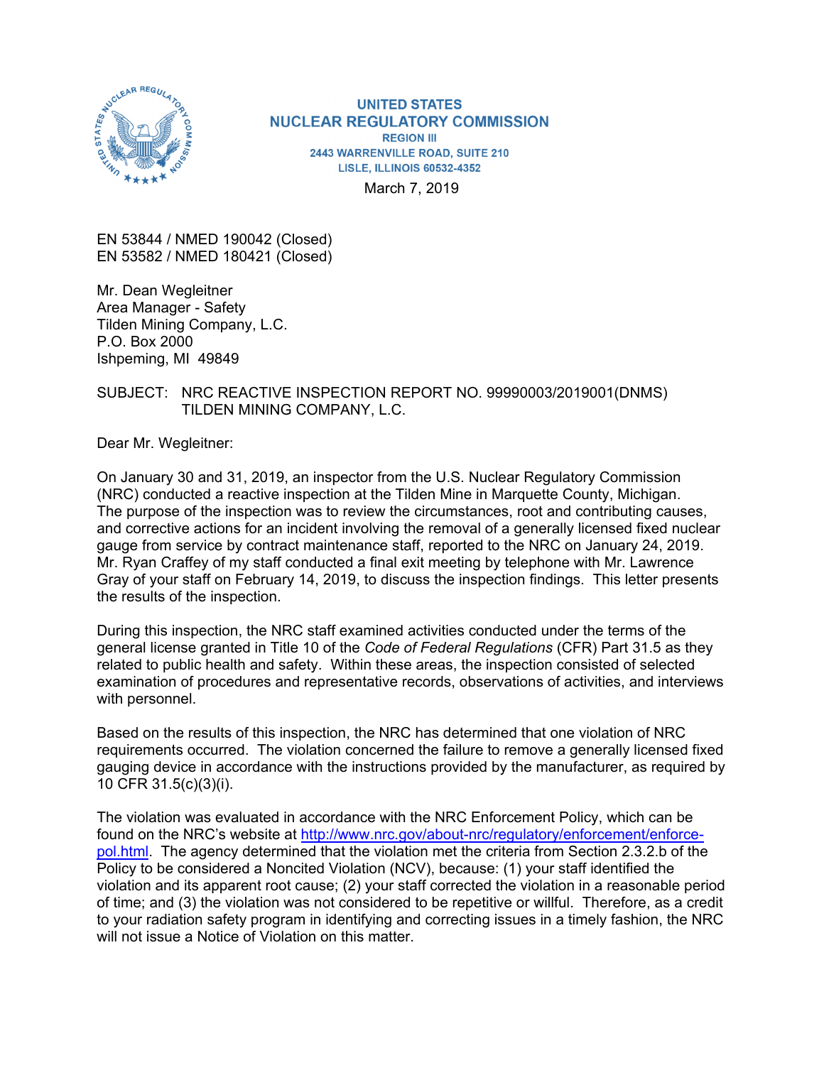**UNITED STATES**
**NUCLEAR REGULATORY COMMISSION**
**REGION III**
**2443 WARRENVILLE ROAD, SUITE 210**
**LISLE, ILLINOIS 60532-4352**

March 7, 2019

EN 53844 / NMED 190042 (Closed)
EN 53582 / NMED 180421 (Closed)

Mr. Dean Wegleitner
Area Manager - Safety
Tilden Mining Company, L.C.
P.O. Box 2000
Ishpeming, MI 49849

SUBJECT: NRC REACTIVE INSPECTION REPORT NO. 99990003/2019001(DNMS) TILDEN MINING COMPANY, L.C.

Dear Mr. Wegleitner:

On January 30 and 31, 2019, an inspector from the U.S. Nuclear Regulatory Commission (NRC) conducted a reactive inspection at the Tilden Mine in Marquette County, Michigan. The purpose of the inspection was to review the circumstances, root and contributing causes, and corrective actions for an incident involving the removal of a generally licensed fixed nuclear gauge from service by contract maintenance staff, reported to the NRC on January 24, 2019. Mr. Ryan Craffey of my staff conducted a final exit meeting by telephone with Mr. Lawrence Gray of your staff on February 14, 2019, to discuss the inspection findings. This letter presents the results of the inspection.

During this inspection, the NRC staff examined activities conducted under the terms of the general license granted in Title 10 of the *Code of Federal Regulations* (CFR) Part 31.5 as they related to public health and safety. Within these areas, the inspection consisted of selected examination of procedures and representative records, observations of activities, and interviews with personnel.

Based on the results of this inspection, the NRC has determined that one violation of NRC requirements occurred. The violation concerned the failure to remove a generally licensed fixed gauging device in accordance with the instructions provided by the manufacturer, as required by 10 CFR 31.5(c)(3)(i).

The violation was evaluated in accordance with the NRC Enforcement Policy, which can be found on the NRC's website at http://www.nrc.gov/about-nrc/regulatory/enforcement/enforce-pol.html. The agency determined that the violation met the criteria from Section 2.3.2.b of the Policy to be considered a Noncited Violation (NCV), because: (1) your staff identified the violation and its apparent root cause; (2) your staff corrected the violation in a reasonable period of time; and (3) the violation was not considered to be repetitive or willful. Therefore, as a credit to your radiation safety program in identifying and correcting issues in a timely fashion, the NRC will not issue a Notice of Violation on this matter.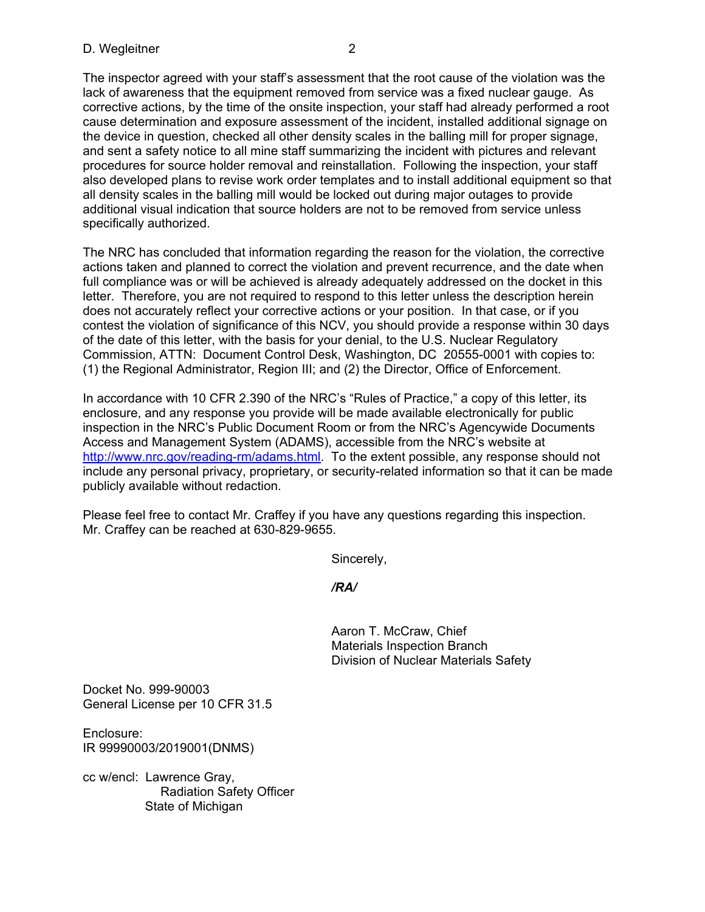The inspector agreed with your staff's assessment that the root cause of the violation was the lack of awareness that the equipment removed from service was a fixed nuclear gauge. As corrective actions, by the time of the onsite inspection, your staff had already performed a root cause determination and exposure assessment of the incident, installed additional signage on the device in question, checked all other density scales in the balling mill for proper signage, and sent a safety notice to all mine staff summarizing the incident with pictures and relevant procedures for source holder removal and reinstallation. Following the inspection, your staff also developed plans to revise work order templates and to install additional equipment so that all density scales in the balling mill would be locked out during major outages to provide additional visual indication that source holders are not to be removed from service unless specifically authorized.

The NRC has concluded that information regarding the reason for the violation, the corrective actions taken and planned to correct the violation and prevent recurrence, and the date when full compliance was or will be achieved is already adequately addressed on the docket in this letter. Therefore, you are not required to respond to this letter unless the description herein does not accurately reflect your corrective actions or your position. In that case, or if you contest the violation of significance of this NCV, you should provide a response within 30 days of the date of this letter, with the basis for your denial, to the U.S. Nuclear Regulatory Commission, ATTN: Document Control Desk, Washington, DC 20555-0001 with copies to: (1) the Regional Administrator, Region III; and (2) the Director, Office of Enforcement.

In accordance with 10 CFR 2.390 of the NRC's "Rules of Practice," a copy of this letter, its enclosure, and any response you provide will be made available electronically for public inspection in the NRC's Public Document Room or from the NRC's Agencywide Documents Access and Management System (ADAMS), accessible from the NRC's website at http://www.nrc.gov/reading-rm/adams.html. To the extent possible, any response should not include any personal privacy, proprietary, or security-related information so that it can be made publicly available without redaction.

Please feel free to contact Mr. Craffey if you have any questions regarding this inspection. Mr. Craffey can be reached at 630-829-9655.

Sincerely,

*/RA/*

Aaron T. McCraw, Chief
Materials Inspection Branch
Division of Nuclear Materials Safety

Docket No. 999-90003
General License per 10 CFR 31.5

Enclosure:
IR 99990003/2019001(DNMS)

cc w/encl: Lawrence Gray,
Radiation Safety Officer
State of Michigan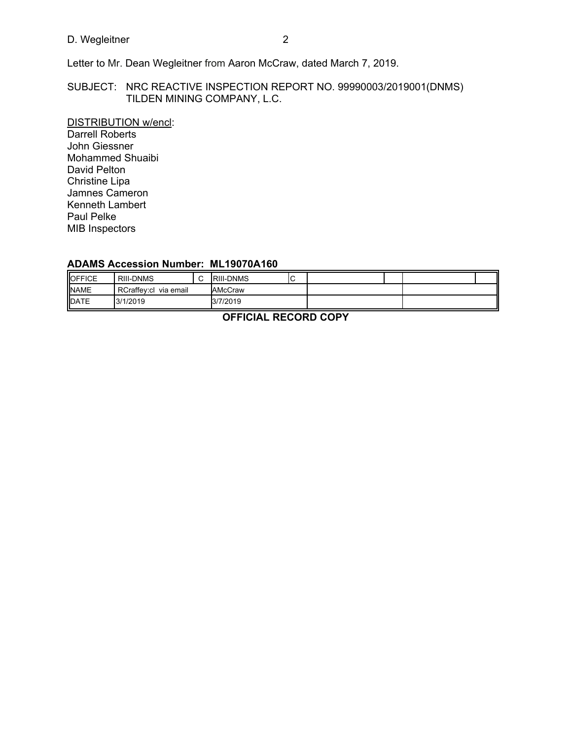Letter to Mr. Dean Wegleitner from Aaron McCraw, dated March 7, 2019.

SUBJECT: NRC REACTIVE INSPECTION REPORT NO. 99990003/2019001(DNMS) TILDEN MINING COMPANY, L.C.

DISTRIBUTION w/encl:
Darrell Roberts
John Giessner
Mohammed Shuaibi
David Pelton
Christine Lipa
Jamnes Cameron
Kenneth Lambert
Paul Pelke
MIB Inspectors

**ADAMS Accession Number: ML19070A160**

| OFFICE | RIII-DNMS | C | RIII-DNMS | C | | | | |
|---|---|---|---|---|---|---|---|---|
| NAME | RCraffey:cl via email | | AMcCraw | | | | | |
| DATE | 3/1/2019 | | 3/7/2019 | | | | | |

**OFFICIAL RECORD COPY**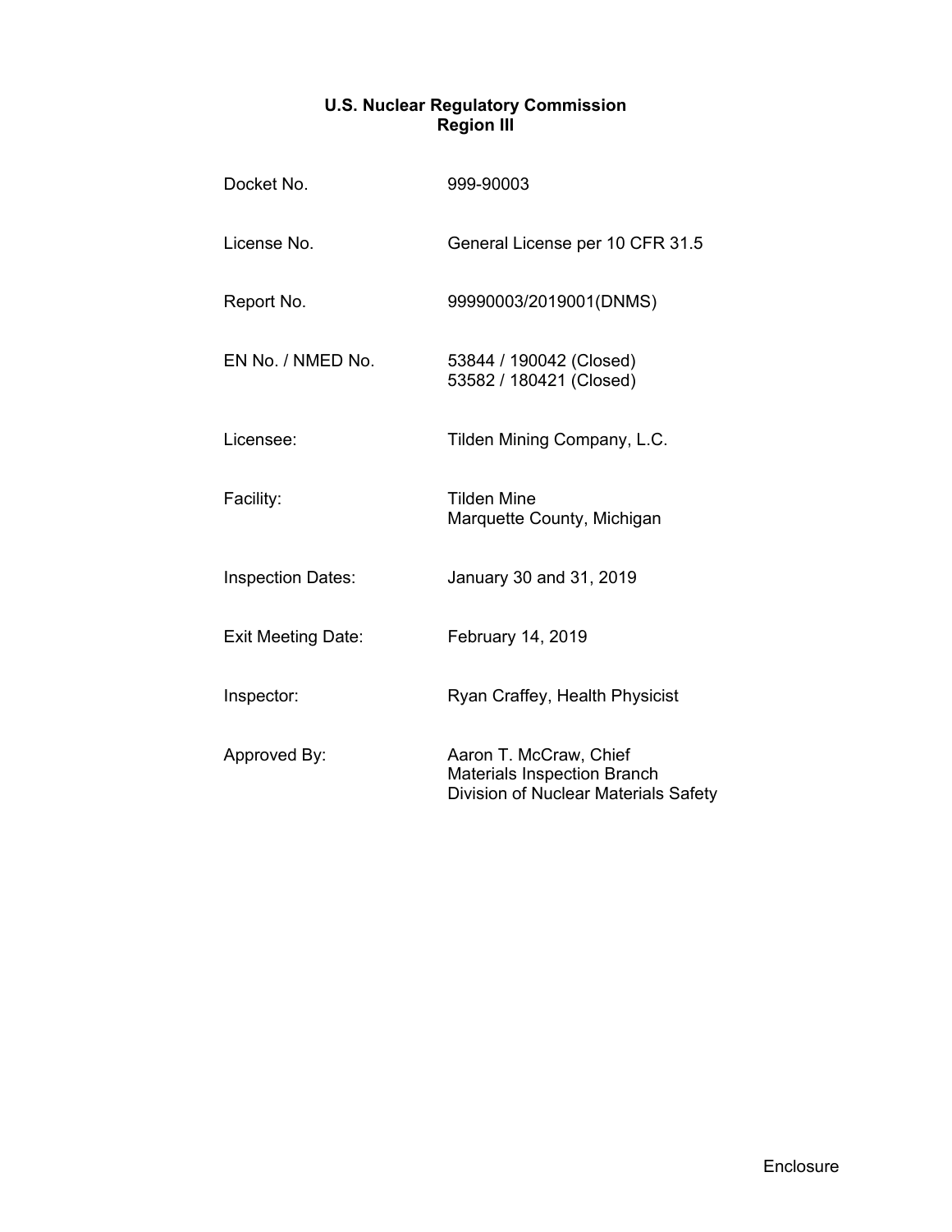**U.S. Nuclear Regulatory Commission**
**Region III**

| | |
|---|---|
| Docket No. | 999-90003 |
| License No. | General License per 10 CFR 31.5 |
| Report No. | 99990003/2019001(DNMS) |
| EN No. / NMED No. | 53844 / 190042 (Closed)<br>53582 / 180421 (Closed) |
| Licensee: | Tilden Mining Company, L.C. |
| Facility: | Tilden Mine<br>Marquette County, Michigan |
| Inspection Dates: | January 30 and 31, 2019 |
| Exit Meeting Date: | February 14, 2019 |
| Inspector: | Ryan Craffey, Health Physicist |
| Approved By: | Aaron T. McCraw, Chief<br>Materials Inspection Branch<br>Division of Nuclear Materials Safety |

Enclosure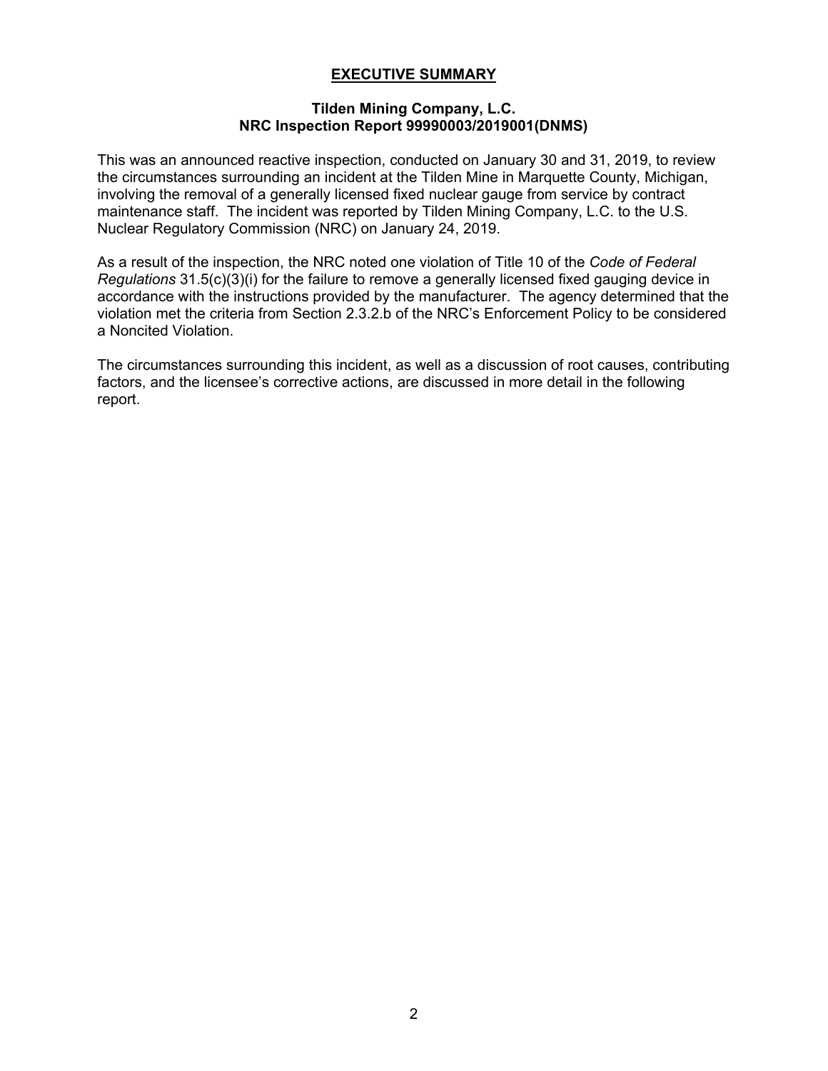# EXECUTIVE SUMMARY

**Tilden Mining Company, L.C.**
**NRC Inspection Report 99990003/2019001(DNMS)**

This was an announced reactive inspection, conducted on January 30 and 31, 2019, to review the circumstances surrounding an incident at the Tilden Mine in Marquette County, Michigan, involving the removal of a generally licensed fixed nuclear gauge from service by contract maintenance staff. The incident was reported by Tilden Mining Company, L.C. to the U.S. Nuclear Regulatory Commission (NRC) on January 24, 2019.

As a result of the inspection, the NRC noted one violation of Title 10 of the *Code of Federal Regulations* 31.5(c)(3)(i) for the failure to remove a generally licensed fixed gauging device in accordance with the instructions provided by the manufacturer. The agency determined that the violation met the criteria from Section 2.3.2.b of the NRC's Enforcement Policy to be considered a Noncited Violation.

The circumstances surrounding this incident, as well as a discussion of root causes, contributing factors, and the licensee's corrective actions, are discussed in more detail in the following report.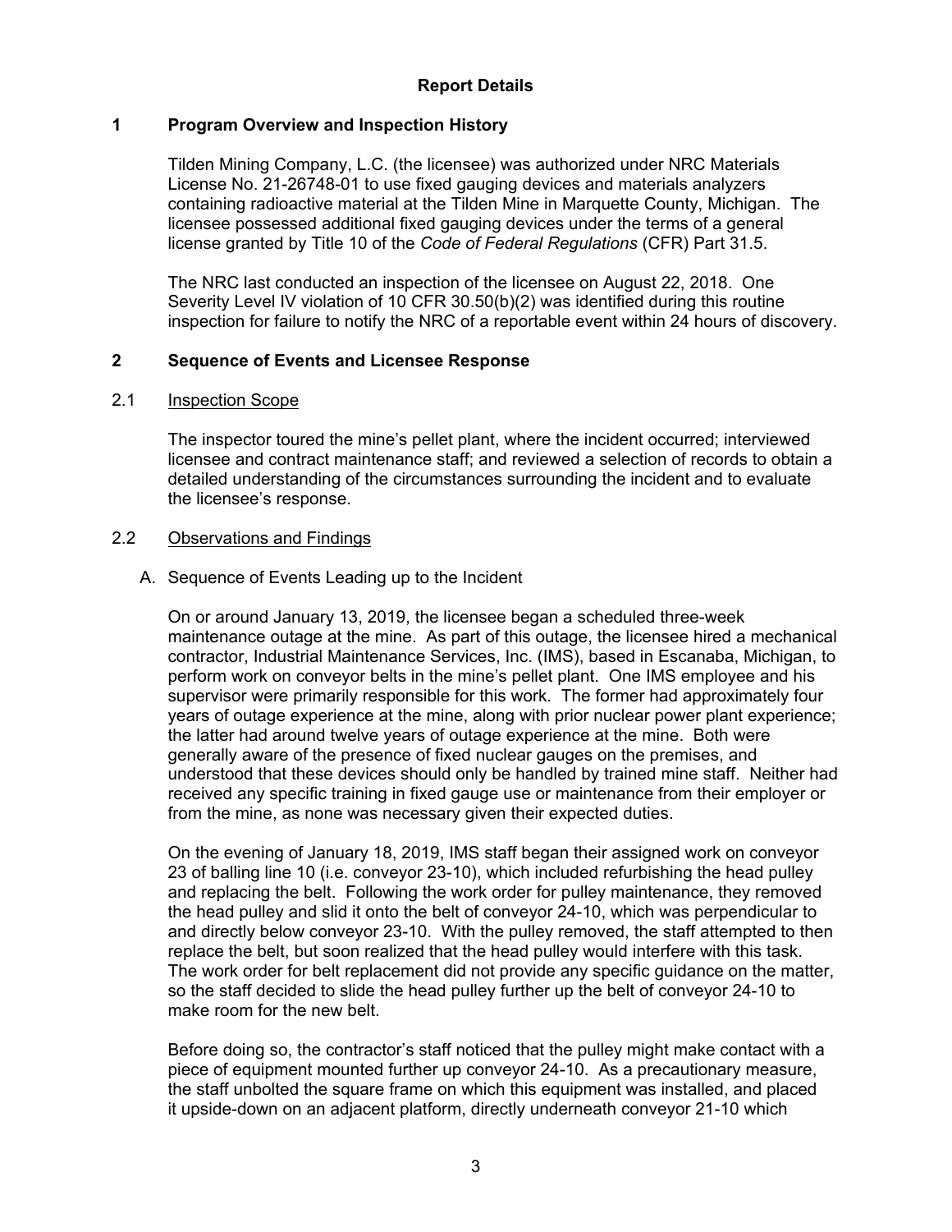# Report Details

## 1 Program Overview and Inspection History

Tilden Mining Company, L.C. (the licensee) was authorized under NRC Materials License No. 21-26748-01 to use fixed gauging devices and materials analyzers containing radioactive material at the Tilden Mine in Marquette County, Michigan. The licensee possessed additional fixed gauging devices under the terms of a general license granted by Title 10 of the *Code of Federal Regulations* (CFR) Part 31.5.

The NRC last conducted an inspection of the licensee on August 22, 2018. One Severity Level IV violation of 10 CFR 30.50(b)(2) was identified during this routine inspection for failure to notify the NRC of a reportable event within 24 hours of discovery.

## 2 Sequence of Events and Licensee Response

### 2.1 Inspection Scope

The inspector toured the mine's pellet plant, where the incident occurred; interviewed licensee and contract maintenance staff; and reviewed a selection of records to obtain a detailed understanding of the circumstances surrounding the incident and to evaluate the licensee's response.

### 2.2 Observations and Findings

A. Sequence of Events Leading up to the Incident

On or around January 13, 2019, the licensee began a scheduled three-week maintenance outage at the mine. As part of this outage, the licensee hired a mechanical contractor, Industrial Maintenance Services, Inc. (IMS), based in Escanaba, Michigan, to perform work on conveyor belts in the mine's pellet plant. One IMS employee and his supervisor were primarily responsible for this work. The former had approximately four years of outage experience at the mine, along with prior nuclear power plant experience; the latter had around twelve years of outage experience at the mine. Both were generally aware of the presence of fixed nuclear gauges on the premises, and understood that these devices should only be handled by trained mine staff. Neither had received any specific training in fixed gauge use or maintenance from their employer or from the mine, as none was necessary given their expected duties.

On the evening of January 18, 2019, IMS staff began their assigned work on conveyor 23 of balling line 10 (i.e. conveyor 23-10), which included refurbishing the head pulley and replacing the belt. Following the work order for pulley maintenance, they removed the head pulley and slid it onto the belt of conveyor 24-10, which was perpendicular to and directly below conveyor 23-10. With the pulley removed, the staff attempted to then replace the belt, but soon realized that the head pulley would interfere with this task. The work order for belt replacement did not provide any specific guidance on the matter, so the staff decided to slide the head pulley further up the belt of conveyor 24-10 to make room for the new belt.

Before doing so, the contractor's staff noticed that the pulley might make contact with a piece of equipment mounted further up conveyor 24-10. As a precautionary measure, the staff unbolted the square frame on which this equipment was installed, and placed it upside-down on an adjacent platform, directly underneath conveyor 21-10 which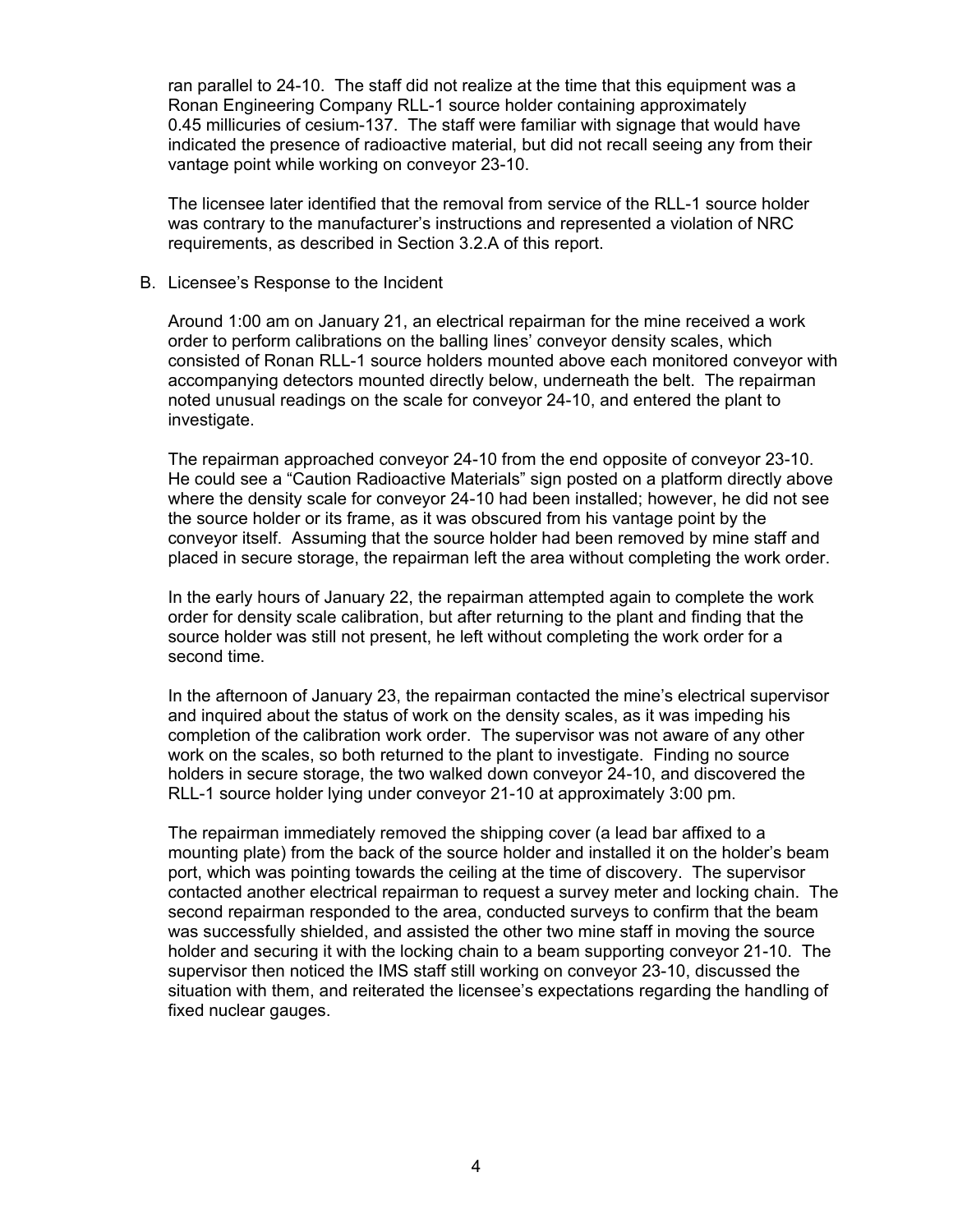ran parallel to 24-10. The staff did not realize at the time that this equipment was a Ronan Engineering Company RLL-1 source holder containing approximately 0.45 millicuries of cesium-137. The staff were familiar with signage that would have indicated the presence of radioactive material, but did not recall seeing any from their vantage point while working on conveyor 23-10.

The licensee later identified that the removal from service of the RLL-1 source holder was contrary to the manufacturer's instructions and represented a violation of NRC requirements, as described in Section 3.2.A of this report.

B. Licensee's Response to the Incident

Around 1:00 am on January 21, an electrical repairman for the mine received a work order to perform calibrations on the balling lines' conveyor density scales, which consisted of Ronan RLL-1 source holders mounted above each monitored conveyor with accompanying detectors mounted directly below, underneath the belt. The repairman noted unusual readings on the scale for conveyor 24-10, and entered the plant to investigate.

The repairman approached conveyor 24-10 from the end opposite of conveyor 23-10. He could see a "Caution Radioactive Materials" sign posted on a platform directly above where the density scale for conveyor 24-10 had been installed; however, he did not see the source holder or its frame, as it was obscured from his vantage point by the conveyor itself. Assuming that the source holder had been removed by mine staff and placed in secure storage, the repairman left the area without completing the work order.

In the early hours of January 22, the repairman attempted again to complete the work order for density scale calibration, but after returning to the plant and finding that the source holder was still not present, he left without completing the work order for a second time.

In the afternoon of January 23, the repairman contacted the mine's electrical supervisor and inquired about the status of work on the density scales, as it was impeding his completion of the calibration work order. The supervisor was not aware of any other work on the scales, so both returned to the plant to investigate. Finding no source holders in secure storage, the two walked down conveyor 24-10, and discovered the RLL-1 source holder lying under conveyor 21-10 at approximately 3:00 pm.

The repairman immediately removed the shipping cover (a lead bar affixed to a mounting plate) from the back of the source holder and installed it on the holder's beam port, which was pointing towards the ceiling at the time of discovery. The supervisor contacted another electrical repairman to request a survey meter and locking chain. The second repairman responded to the area, conducted surveys to confirm that the beam was successfully shielded, and assisted the other two mine staff in moving the source holder and securing it with the locking chain to a beam supporting conveyor 21-10. The supervisor then noticed the IMS staff still working on conveyor 23-10, discussed the situation with them, and reiterated the licensee's expectations regarding the handling of fixed nuclear gauges.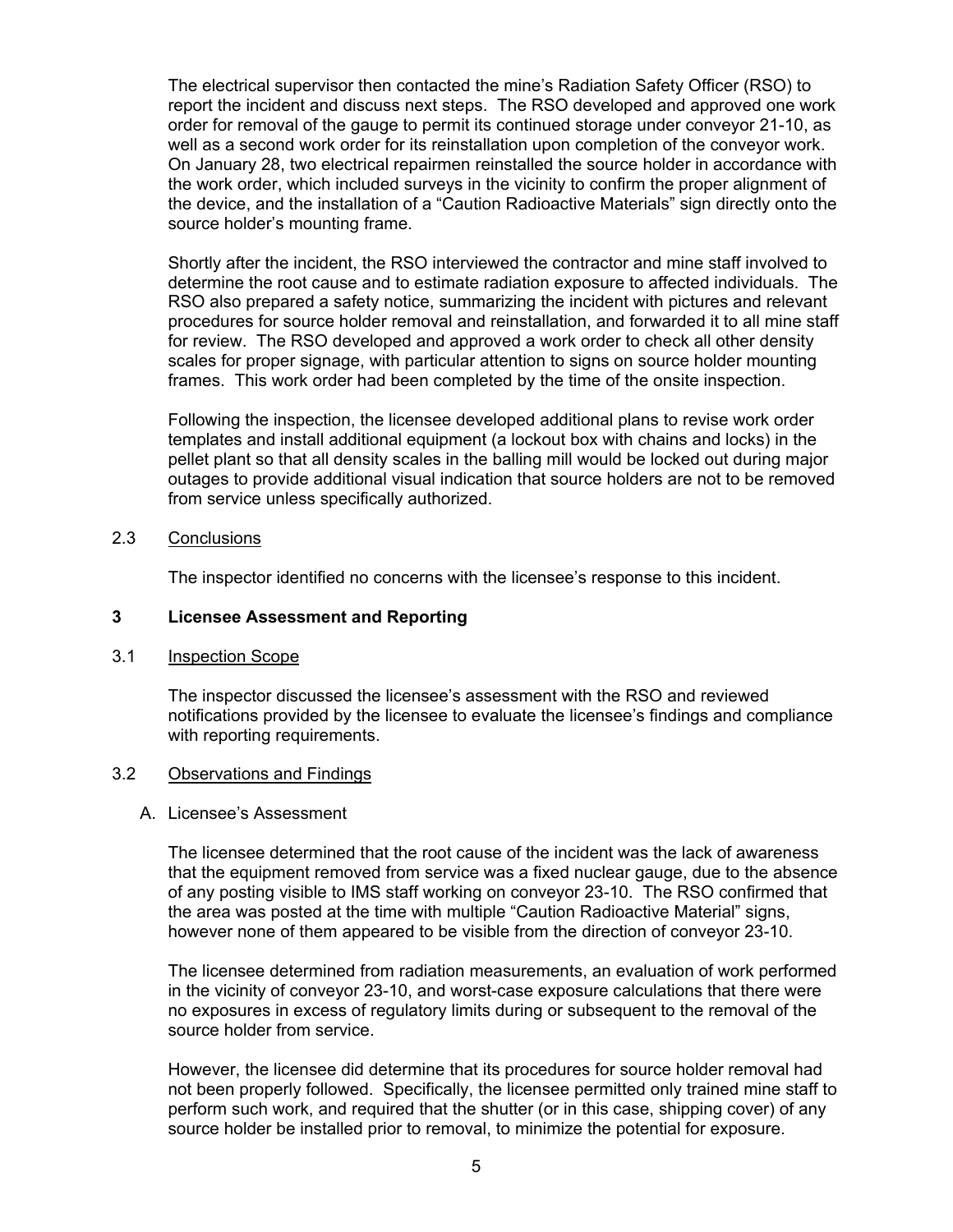The electrical supervisor then contacted the mine's Radiation Safety Officer (RSO) to report the incident and discuss next steps. The RSO developed and approved one work order for removal of the gauge to permit its continued storage under conveyor 21-10, as well as a second work order for its reinstallation upon completion of the conveyor work. On January 28, two electrical repairmen reinstalled the source holder in accordance with the work order, which included surveys in the vicinity to confirm the proper alignment of the device, and the installation of a "Caution Radioactive Materials" sign directly onto the source holder's mounting frame.

Shortly after the incident, the RSO interviewed the contractor and mine staff involved to determine the root cause and to estimate radiation exposure to affected individuals. The RSO also prepared a safety notice, summarizing the incident with pictures and relevant procedures for source holder removal and reinstallation, and forwarded it to all mine staff for review. The RSO developed and approved a work order to check all other density scales for proper signage, with particular attention to signs on source holder mounting frames. This work order had been completed by the time of the onsite inspection.

Following the inspection, the licensee developed additional plans to revise work order templates and install additional equipment (a lockout box with chains and locks) in the pellet plant so that all density scales in the balling mill would be locked out during major outages to provide additional visual indication that source holders are not to be removed from service unless specifically authorized.

2.3 Conclusions

The inspector identified no concerns with the licensee's response to this incident.

## 3 Licensee Assessment and Reporting

3.1 Inspection Scope

The inspector discussed the licensee's assessment with the RSO and reviewed notifications provided by the licensee to evaluate the licensee's findings and compliance with reporting requirements.

3.2 Observations and Findings

A. Licensee's Assessment

The licensee determined that the root cause of the incident was the lack of awareness that the equipment removed from service was a fixed nuclear gauge, due to the absence of any posting visible to IMS staff working on conveyor 23-10. The RSO confirmed that the area was posted at the time with multiple "Caution Radioactive Material" signs, however none of them appeared to be visible from the direction of conveyor 23-10.

The licensee determined from radiation measurements, an evaluation of work performed in the vicinity of conveyor 23-10, and worst-case exposure calculations that there were no exposures in excess of regulatory limits during or subsequent to the removal of the source holder from service.

However, the licensee did determine that its procedures for source holder removal had not been properly followed. Specifically, the licensee permitted only trained mine staff to perform such work, and required that the shutter (or in this case, shipping cover) of any source holder be installed prior to removal, to minimize the potential for exposure.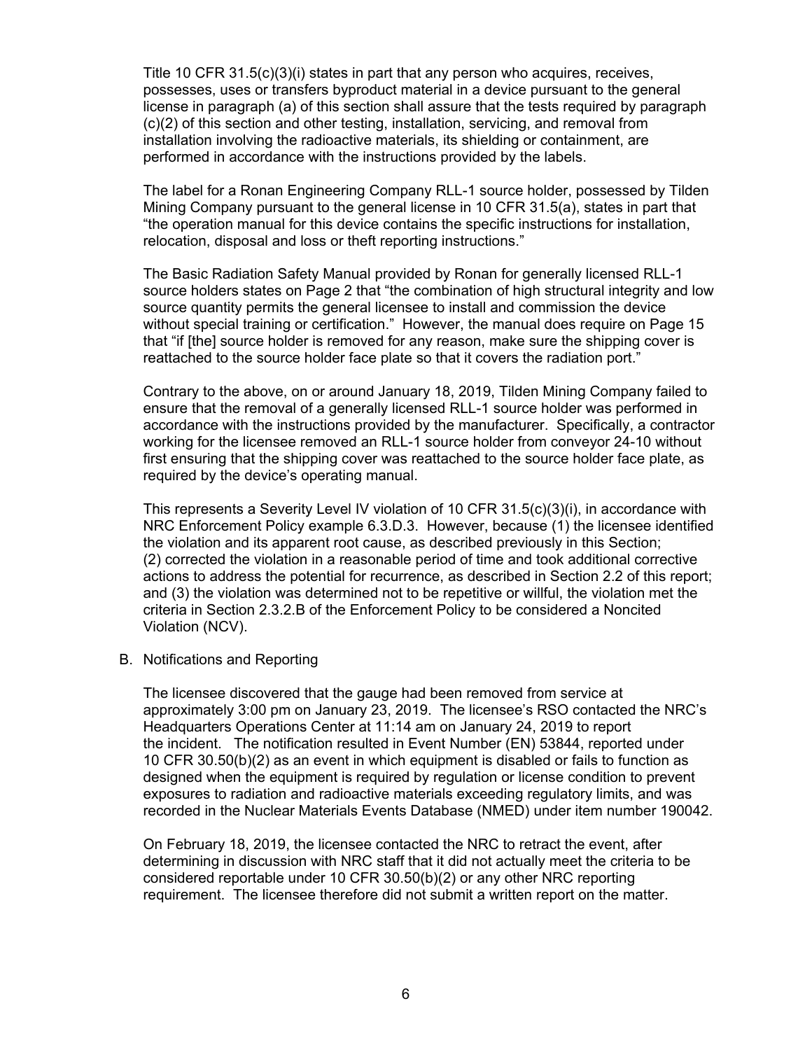Title 10 CFR 31.5(c)(3)(i) states in part that any person who acquires, receives, possesses, uses or transfers byproduct material in a device pursuant to the general license in paragraph (a) of this section shall assure that the tests required by paragraph (c)(2) of this section and other testing, installation, servicing, and removal from installation involving the radioactive materials, its shielding or containment, are performed in accordance with the instructions provided by the labels.

The label for a Ronan Engineering Company RLL-1 source holder, possessed by Tilden Mining Company pursuant to the general license in 10 CFR 31.5(a), states in part that "the operation manual for this device contains the specific instructions for installation, relocation, disposal and loss or theft reporting instructions."

The Basic Radiation Safety Manual provided by Ronan for generally licensed RLL-1 source holders states on Page 2 that "the combination of high structural integrity and low source quantity permits the general licensee to install and commission the device without special training or certification." However, the manual does require on Page 15 that "if [the] source holder is removed for any reason, make sure the shipping cover is reattached to the source holder face plate so that it covers the radiation port."

Contrary to the above, on or around January 18, 2019, Tilden Mining Company failed to ensure that the removal of a generally licensed RLL-1 source holder was performed in accordance with the instructions provided by the manufacturer. Specifically, a contractor working for the licensee removed an RLL-1 source holder from conveyor 24-10 without first ensuring that the shipping cover was reattached to the source holder face plate, as required by the device's operating manual.

This represents a Severity Level IV violation of 10 CFR 31.5(c)(3)(i), in accordance with NRC Enforcement Policy example 6.3.D.3. However, because (1) the licensee identified the violation and its apparent root cause, as described previously in this Section; (2) corrected the violation in a reasonable period of time and took additional corrective actions to address the potential for recurrence, as described in Section 2.2 of this report; and (3) the violation was determined not to be repetitive or willful, the violation met the criteria in Section 2.3.2.B of the Enforcement Policy to be considered a Noncited Violation (NCV).

B. Notifications and Reporting

The licensee discovered that the gauge had been removed from service at approximately 3:00 pm on January 23, 2019. The licensee's RSO contacted the NRC's Headquarters Operations Center at 11:14 am on January 24, 2019 to report the incident. The notification resulted in Event Number (EN) 53844, reported under 10 CFR 30.50(b)(2) as an event in which equipment is disabled or fails to function as designed when the equipment is required by regulation or license condition to prevent exposures to radiation and radioactive materials exceeding regulatory limits, and was recorded in the Nuclear Materials Events Database (NMED) under item number 190042.

On February 18, 2019, the licensee contacted the NRC to retract the event, after determining in discussion with NRC staff that it did not actually meet the criteria to be considered reportable under 10 CFR 30.50(b)(2) or any other NRC reporting requirement. The licensee therefore did not submit a written report on the matter.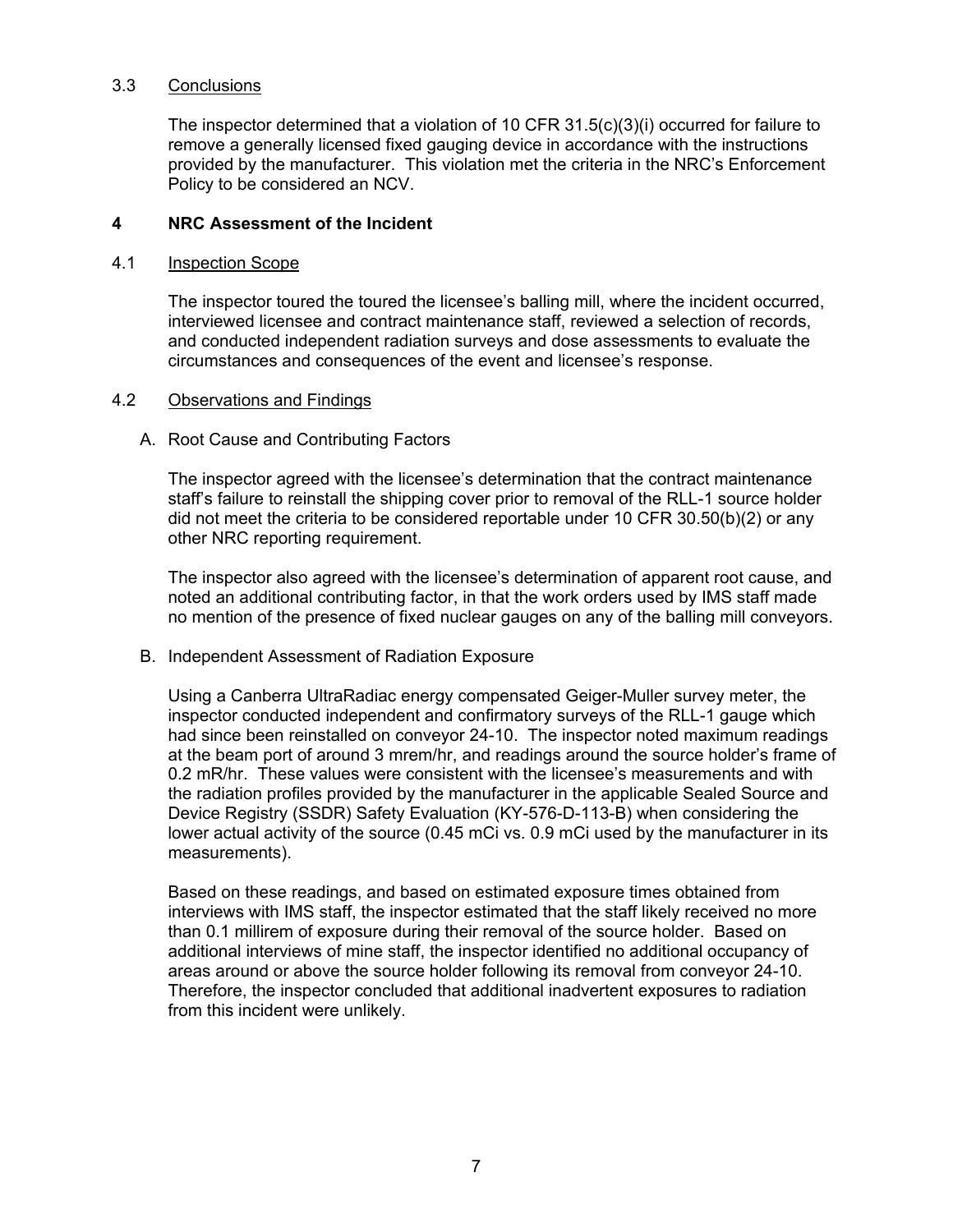### 3.3 Conclusions

The inspector determined that a violation of 10 CFR 31.5(c)(3)(i) occurred for failure to remove a generally licensed fixed gauging device in accordance with the instructions provided by the manufacturer. This violation met the criteria in the NRC's Enforcement Policy to be considered an NCV.

## 4 NRC Assessment of the Incident

### 4.1 Inspection Scope

The inspector toured the toured the licensee's balling mill, where the incident occurred, interviewed licensee and contract maintenance staff, reviewed a selection of records, and conducted independent radiation surveys and dose assessments to evaluate the circumstances and consequences of the event and licensee's response.

### 4.2 Observations and Findings

A. Root Cause and Contributing Factors

The inspector agreed with the licensee's determination that the contract maintenance staff's failure to reinstall the shipping cover prior to removal of the RLL-1 source holder did not meet the criteria to be considered reportable under 10 CFR 30.50(b)(2) or any other NRC reporting requirement.

The inspector also agreed with the licensee's determination of apparent root cause, and noted an additional contributing factor, in that the work orders used by IMS staff made no mention of the presence of fixed nuclear gauges on any of the balling mill conveyors.

B. Independent Assessment of Radiation Exposure

Using a Canberra UltraRadiac energy compensated Geiger-Muller survey meter, the inspector conducted independent and confirmatory surveys of the RLL-1 gauge which had since been reinstalled on conveyor 24-10. The inspector noted maximum readings at the beam port of around 3 mrem/hr, and readings around the source holder's frame of 0.2 mR/hr. These values were consistent with the licensee's measurements and with the radiation profiles provided by the manufacturer in the applicable Sealed Source and Device Registry (SSDR) Safety Evaluation (KY-576-D-113-B) when considering the lower actual activity of the source (0.45 mCi vs. 0.9 mCi used by the manufacturer in its measurements).

Based on these readings, and based on estimated exposure times obtained from interviews with IMS staff, the inspector estimated that the staff likely received no more than 0.1 millirem of exposure during their removal of the source holder. Based on additional interviews of mine staff, the inspector identified no additional occupancy of areas around or above the source holder following its removal from conveyor 24-10. Therefore, the inspector concluded that additional inadvertent exposures to radiation from this incident were unlikely.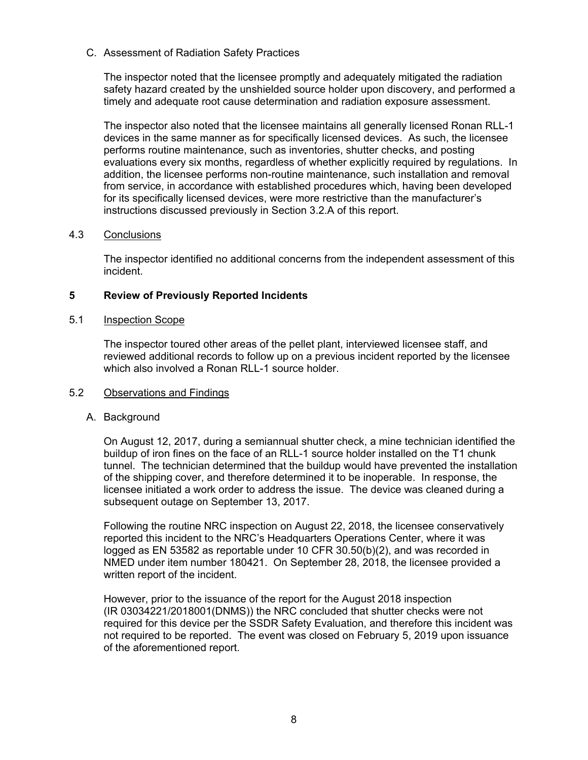C. Assessment of Radiation Safety Practices

The inspector noted that the licensee promptly and adequately mitigated the radiation safety hazard created by the unshielded source holder upon discovery, and performed a timely and adequate root cause determination and radiation exposure assessment.

The inspector also noted that the licensee maintains all generally licensed Ronan RLL-1 devices in the same manner as for specifically licensed devices. As such, the licensee performs routine maintenance, such as inventories, shutter checks, and posting evaluations every six months, regardless of whether explicitly required by regulations. In addition, the licensee performs non-routine maintenance, such installation and removal from service, in accordance with established procedures which, having been developed for its specifically licensed devices, were more restrictive than the manufacturer's instructions discussed previously in Section 3.2.A of this report.

### 4.3 Conclusions

The inspector identified no additional concerns from the independent assessment of this incident.

## 5 Review of Previously Reported Incidents

### 5.1 Inspection Scope

The inspector toured other areas of the pellet plant, interviewed licensee staff, and reviewed additional records to follow up on a previous incident reported by the licensee which also involved a Ronan RLL-1 source holder.

### 5.2 Observations and Findings

A. Background

On August 12, 2017, during a semiannual shutter check, a mine technician identified the buildup of iron fines on the face of an RLL-1 source holder installed on the T1 chunk tunnel. The technician determined that the buildup would have prevented the installation of the shipping cover, and therefore determined it to be inoperable. In response, the licensee initiated a work order to address the issue. The device was cleaned during a subsequent outage on September 13, 2017.

Following the routine NRC inspection on August 22, 2018, the licensee conservatively reported this incident to the NRC's Headquarters Operations Center, where it was logged as EN 53582 as reportable under 10 CFR 30.50(b)(2), and was recorded in NMED under item number 180421. On September 28, 2018, the licensee provided a written report of the incident.

However, prior to the issuance of the report for the August 2018 inspection (IR 03034221/2018001(DNMS)) the NRC concluded that shutter checks were not required for this device per the SSDR Safety Evaluation, and therefore this incident was not required to be reported. The event was closed on February 5, 2019 upon issuance of the aforementioned report.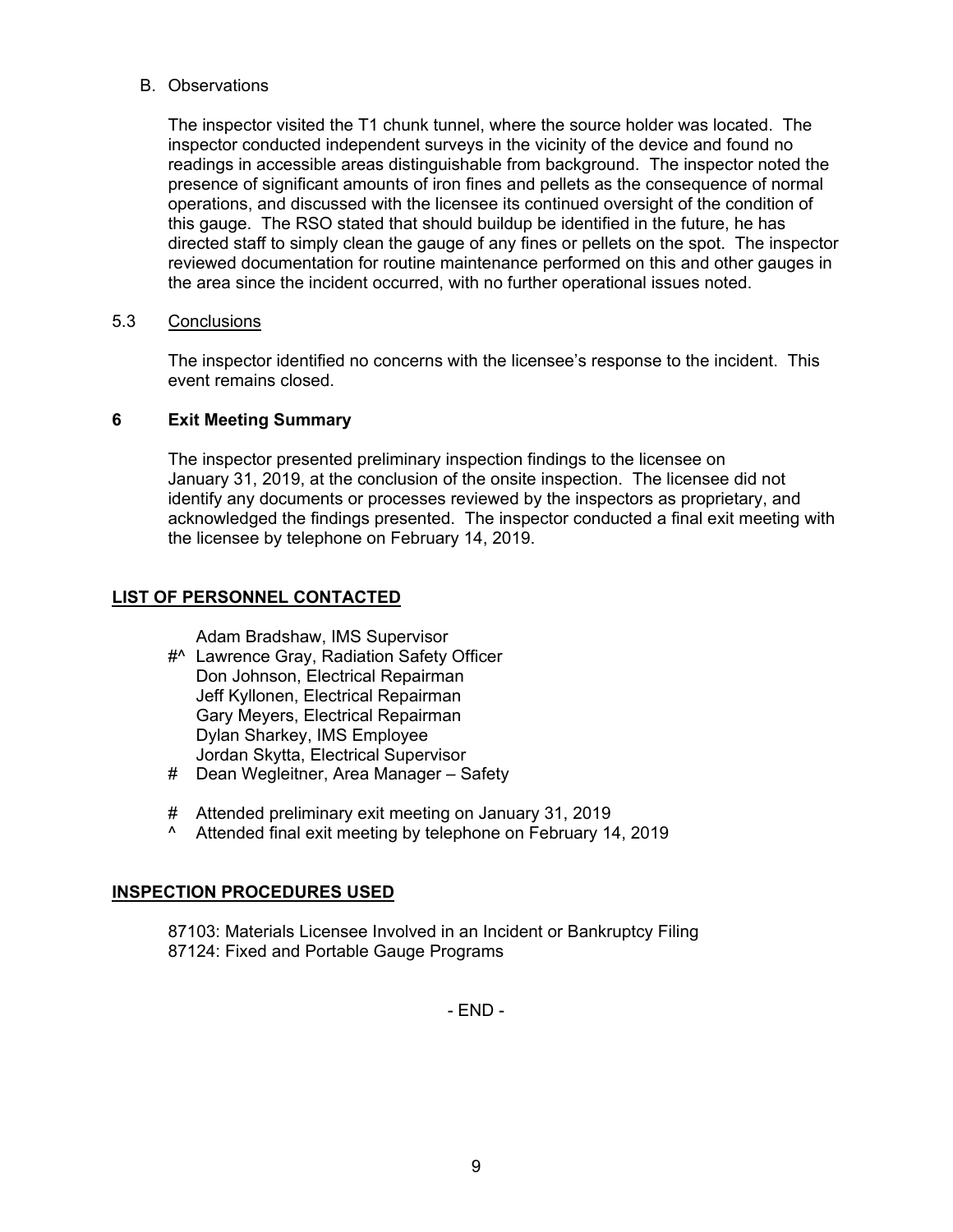B. Observations

The inspector visited the T1 chunk tunnel, where the source holder was located. The inspector conducted independent surveys in the vicinity of the device and found no readings in accessible areas distinguishable from background. The inspector noted the presence of significant amounts of iron fines and pellets as the consequence of normal operations, and discussed with the licensee its continued oversight of the condition of this gauge. The RSO stated that should buildup be identified in the future, he has directed staff to simply clean the gauge of any fines or pellets on the spot. The inspector reviewed documentation for routine maintenance performed on this and other gauges in the area since the incident occurred, with no further operational issues noted.

5.3 Conclusions

The inspector identified no concerns with the licensee's response to the incident. This event remains closed.

## 6 Exit Meeting Summary

The inspector presented preliminary inspection findings to the licensee on January 31, 2019, at the conclusion of the onsite inspection. The licensee did not identify any documents or processes reviewed by the inspectors as proprietary, and acknowledged the findings presented. The inspector conducted a final exit meeting with the licensee by telephone on February 14, 2019.

## LIST OF PERSONNEL CONTACTED

Adam Bradshaw, IMS Supervisor
#^ Lawrence Gray, Radiation Safety Officer
Don Johnson, Electrical Repairman
Jeff Kyllonen, Electrical Repairman
Gary Meyers, Electrical Repairman
Dylan Sharkey, IMS Employee
Jordan Skytta, Electrical Supervisor
# Dean Wegleitner, Area Manager – Safety

# Attended preliminary exit meeting on January 31, 2019
^ Attended final exit meeting by telephone on February 14, 2019

## INSPECTION PROCEDURES USED

87103: Materials Licensee Involved in an Incident or Bankruptcy Filing
87124: Fixed and Portable Gauge Programs

- END -